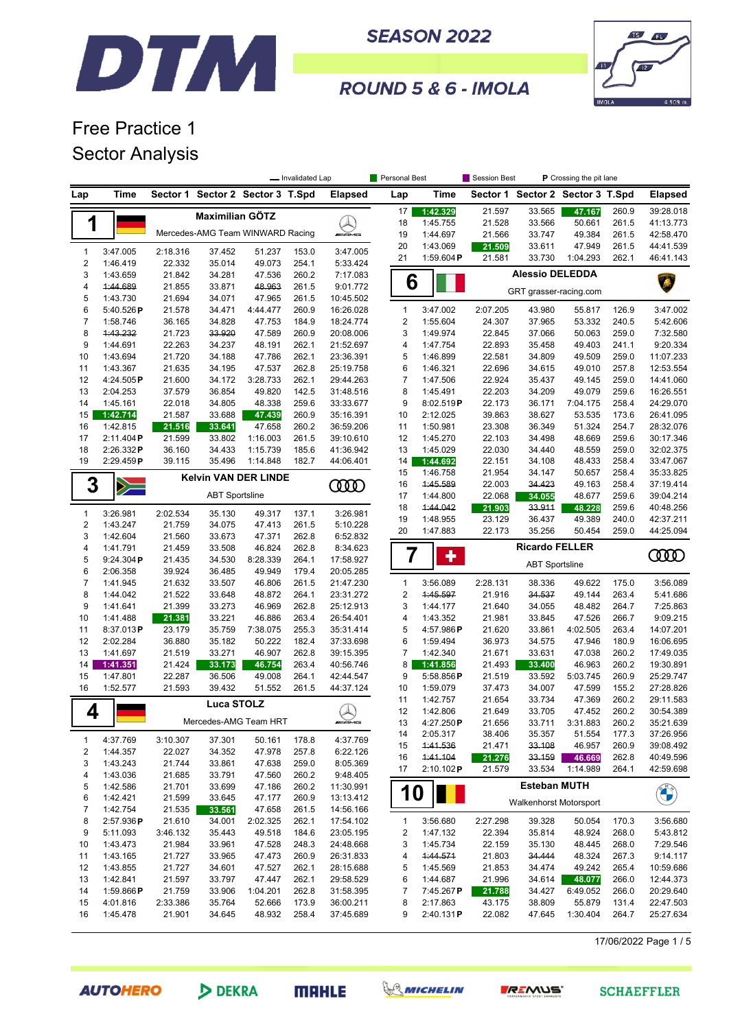# DTM SEASON 2022

## ROUND 5 & 6 - IMOLA

# Free Practice 1

## Sector Analysis

Legend: — Invalidated Lap | Personal Best | Session Best | P Crossing the pit lane

### 1 Maximilian GÖTZ — Mercedes-AMG Team WINWARD Racing

| Lap | Time | Sector 1 | Sector 2 | Sector 3 | T.Spd | Elapsed |
|---|---|---|---|---|---|---|
| 1 | 3:47.005 | 2:18.316 | 37.452 | 51.237 | 153.0 | 3:47.005 |
| 2 | 1:46.419 | 22.332 | 35.014 | 49.073 | 254.1 | 5:33.424 |
| 3 | 1:43.659 | 21.842 | 34.281 | 47.536 | 260.2 | 7:17.083 |
| 4 | ~~1:44.689~~ | 21.855 | 33.871 | ~~48.963~~ | 261.5 | 9:01.772 |
| 5 | 1:43.730 | 21.694 | 34.071 | 47.965 | 261.5 | 10:45.502 |
| 6 | 5:40.526 P | 21.578 | 34.471 | 4:44.477 | 260.9 | 16:26.028 |
| 7 | 1:58.746 | 36.165 | 34.828 | 47.753 | 184.9 | 18:24.774 |
| 8 | ~~1:43.232~~ | 21.723 | ~~33.920~~ | 47.589 | 260.9 | 20:08.006 |
| 9 | 1:44.691 | 22.263 | 34.237 | 48.191 | 262.1 | 21:52.697 |
| 10 | 1:43.694 | 21.720 | 34.188 | 47.786 | 262.1 | 23:36.391 |
| 11 | 1:43.367 | 21.635 | 34.195 | 47.537 | 262.8 | 25:19.758 |
| 12 | 4:24.505 P | 21.600 | 34.172 | 3:28.733 | 262.1 | 29:44.263 |
| 13 | 2:04.253 | 37.579 | 36.854 | 49.820 | 142.5 | 31:48.516 |
| 14 | 1:45.161 | 22.018 | 34.805 | 48.338 | 259.6 | 33:33.677 |
| 15 | 1:42.714 | 21.587 | 33.688 | 47.439 | 260.9 | 35:16.391 |
| 16 | 1:42.815 | 21.516 | 33.641 | 47.658 | 260.2 | 36:59.206 |
| 17 | 2:11.404 P | 21.599 | 33.802 | 1:16.003 | 261.5 | 39:10.610 |
| 18 | 2:26.332 P | 36.160 | 34.433 | 1:15.739 | 185.6 | 41:36.942 |
| 19 | 2:29.459 P | 39.115 | 35.496 | 1:14.848 | 182.7 | 44:06.401 |

### 3 Kelvin VAN DER LINDE — ABT Sportsline

| Lap | Time | Sector 1 | Sector 2 | Sector 3 | T.Spd | Elapsed |
|---|---|---|---|---|---|---|
| 1 | 3:26.981 | 2:02.534 | 35.130 | 49.317 | 137.1 | 3:26.981 |
| 2 | 1:43.247 | 21.759 | 34.075 | 47.413 | 261.5 | 5:10.228 |
| 3 | 1:42.604 | 21.560 | 33.673 | 47.371 | 262.8 | 6:52.832 |
| 4 | 1:41.791 | 21.459 | 33.508 | 46.824 | 262.8 | 8:34.623 |
| 5 | 9:24.304 P | 21.435 | 34.530 | 8:28.339 | 264.1 | 17:58.927 |
| 6 | 2:06.358 | 39.924 | 36.485 | 49.949 | 179.4 | 20:05.285 |
| 7 | 1:41.945 | 21.632 | 33.507 | 46.806 | 261.5 | 21:47.230 |
| 8 | 1:44.042 | 21.522 | 33.648 | 48.872 | 264.1 | 23:31.272 |
| 9 | 1:41.641 | 21.399 | 33.273 | 46.969 | 262.8 | 25:12.913 |
| 10 | 1:41.488 | 21.381 | 33.221 | 46.886 | 263.4 | 26:54.401 |
| 11 | 8:37.013 P | 23.179 | 35.759 | 7:38.075 | 255.3 | 35:31.414 |
| 12 | 2:02.284 | 36.880 | 35.182 | 50.222 | 182.4 | 37:33.698 |
| 13 | 1:41.697 | 21.519 | 33.271 | 46.907 | 262.8 | 39:15.395 |
| 14 | 1:41.351 | 21.424 | 33.173 | 46.754 | 263.4 | 40:56.746 |
| 15 | 1:47.801 | 22.287 | 36.506 | 49.008 | 264.1 | 42:44.547 |
| 16 | 1:52.577 | 21.593 | 39.432 | 51.552 | 261.5 | 44:37.124 |

### 4 Luca STOLZ — Mercedes-AMG Team HRT

| Lap | Time | Sector 1 | Sector 2 | Sector 3 | T.Spd | Elapsed |
|---|---|---|---|---|---|---|
| 1 | 4:37.769 | 3:10.307 | 37.301 | 50.161 | 178.8 | 4:37.769 |
| 2 | 1:44.357 | 22.027 | 34.352 | 47.978 | 257.8 | 6:22.126 |
| 3 | 1:43.243 | 21.744 | 33.861 | 47.638 | 259.0 | 8:05.369 |
| 4 | 1:43.036 | 21.685 | 33.791 | 47.560 | 260.2 | 9:48.405 |
| 5 | 1:42.586 | 21.701 | 33.699 | 47.186 | 260.2 | 11:30.991 |
| 6 | 1:42.421 | 21.599 | 33.645 | 47.177 | 260.9 | 13:13.412 |
| 7 | 1:42.754 | 21.535 | 33.561 | 47.658 | 261.5 | 14:56.166 |
| 8 | 2:57.936 P | 21.610 | 34.001 | 2:02.325 | 262.1 | 17:54.102 |
| 9 | 5:11.093 | 3:46.132 | 35.443 | 49.518 | 184.6 | 23:05.195 |
| 10 | 1:43.473 | 21.984 | 33.961 | 47.528 | 248.3 | 24:48.668 |
| 11 | 1:43.165 | 21.727 | 33.965 | 47.473 | 260.9 | 26:31.833 |
| 12 | 1:43.855 | 21.727 | 34.601 | 47.527 | 262.1 | 28:15.688 |
| 13 | 1:42.841 | 21.597 | 33.797 | 47.447 | 262.1 | 29:58.529 |
| 14 | 1:59.866 P | 21.759 | 33.906 | 1:04.201 | 262.8 | 31:58.395 |
| 15 | 4:01.816 | 2:33.386 | 35.764 | 52.666 | 173.9 | 36:00.211 |
| 16 | 1:45.478 | 21.901 | 34.645 | 48.932 | 258.4 | 37:45.689 |

### 1 Maximilian GÖTZ (continued)

| Lap | Time | Sector 1 | Sector 2 | Sector 3 | T.Spd | Elapsed |
|---|---|---|---|---|---|---|
| 17 | 1:42.329 | 21.597 | 33.565 | 47.167 | 260.9 | 39:28.018 |
| 18 | 1:45.755 | 21.528 | 33.566 | 50.661 | 261.5 | 41:13.773 |
| 19 | 1:44.697 | 21.566 | 33.747 | 49.384 | 261.5 | 42:58.470 |
| 20 | 1:43.069 | 21.509 | 33.611 | 47.949 | 261.5 | 44:41.539 |
| 21 | 1:59.604 P | 21.581 | 33.730 | 1:04.293 | 262.1 | 46:41.143 |

### 6 Alessio DELEDDA — GRT grasser-racing.com

| Lap | Time | Sector 1 | Sector 2 | Sector 3 | T.Spd | Elapsed |
|---|---|---|---|---|---|---|
| 1 | 3:47.002 | 2:07.205 | 43.980 | 55.817 | 126.9 | 3:47.002 |
| 2 | 1:55.604 | 24.307 | 37.965 | 53.332 | 240.5 | 5:42.606 |
| 3 | 1:49.974 | 22.845 | 37.066 | 50.063 | 259.0 | 7:32.580 |
| 4 | 1:47.754 | 22.893 | 35.458 | 49.403 | 241.1 | 9:20.334 |
| 5 | 1:46.899 | 22.581 | 34.809 | 49.509 | 259.0 | 11:07.233 |
| 6 | 1:46.321 | 22.696 | 34.615 | 49.010 | 257.8 | 12:53.554 |
| 7 | 1:47.506 | 22.924 | 35.437 | 49.145 | 259.0 | 14:41.060 |
| 8 | 1:45.491 | 22.203 | 34.209 | 49.079 | 259.6 | 16:26.551 |
| 9 | 8:02.519 P | 22.173 | 36.171 | 7:04.175 | 258.4 | 24:29.070 |
| 10 | 2:12.025 | 39.863 | 38.627 | 53.535 | 173.6 | 26:41.095 |
| 11 | 1:50.981 | 23.308 | 36.349 | 51.324 | 254.7 | 28:32.076 |
| 12 | 1:45.270 | 22.103 | 34.498 | 48.669 | 259.6 | 30:17.346 |
| 13 | 1:45.029 | 22.030 | 34.440 | 48.559 | 259.6 | 32:02.375 |
| 14 | 1:44.692 | 22.151 | 34.108 | 48.433 | 258.4 | 33:47.067 |
| 15 | 1:46.758 | 21.954 | 34.147 | 50.657 | 258.4 | 35:33.825 |
| 16 | ~~1:45.589~~ | 22.003 | ~~34.423~~ | 49.163 | 258.4 | 37:19.414 |
| 17 | 1:44.800 | 22.068 | 34.055 | 48.677 | 259.6 | 39:04.214 |
| 18 | ~~1:44.042~~ | 21.903 | ~~33.911~~ | 48.228 | 259.6 | 40:48.256 |
| 19 | 1:48.955 | 23.129 | 36.437 | 49.389 | 240.0 | 42:37.211 |
| 20 | 1:47.883 | 22.173 | 35.256 | 50.454 | 259.0 | 44:25.094 |

### 7 Ricardo FELLER — ABT Sportsline

| Lap | Time | Sector 1 | Sector 2 | Sector 3 | T.Spd | Elapsed |
|---|---|---|---|---|---|---|
| 1 | 3:56.089 | 2:28.131 | 38.336 | 49.622 | 175.0 | 3:56.089 |
| 2 | ~~1:45.597~~ | 21.916 | ~~34.537~~ | 49.144 | 263.4 | 5:41.686 |
| 3 | 1:44.177 | 21.640 | 34.055 | 48.482 | 264.7 | 7:25.863 |
| 4 | 1:43.352 | 21.981 | 33.845 | 47.526 | 266.7 | 9:09.215 |
| 5 | 4:57.986 P | 21.620 | 33.861 | 4:02.505 | 263.4 | 14:07.201 |
| 6 | 1:59.494 | 36.973 | 34.575 | 47.946 | 180.9 | 16:06.695 |
| 7 | 1:42.340 | 21.671 | 33.631 | 47.038 | 260.2 | 17:49.035 |
| 8 | 1:41.856 | 21.493 | 33.400 | 46.963 | 260.2 | 19:30.891 |
| 9 | 5:58.856 P | 21.519 | 33.592 | 5:03.745 | 260.9 | 25:29.747 |
| 10 | 1:59.079 | 37.473 | 34.007 | 47.599 | 155.2 | 27:28.826 |
| 11 | 1:42.757 | 21.654 | 33.734 | 47.369 | 260.2 | 29:11.583 |
| 12 | 1:42.806 | 21.649 | 33.705 | 47.452 | 260.2 | 30:54.389 |
| 13 | 4:27.250 P | 21.656 | 33.711 | 3:31.883 | 260.2 | 35:21.639 |
| 14 | 2:05.317 | 38.406 | 35.357 | 51.554 | 177.3 | 37:26.956 |
| 15 | ~~1:41.536~~ | 21.471 | ~~33.108~~ | 46.957 | 260.9 | 39:08.492 |
| 16 | ~~1:41.104~~ | 21.276 | ~~33.159~~ | 46.669 | 262.8 | 40:49.596 |
| 17 | 2:10.102 P | 21.579 | 33.534 | 1:14.989 | 264.1 | 42:59.698 |

### 10 Esteban MUTH — Walkenhorst Motorsport

| Lap | Time | Sector 1 | Sector 2 | Sector 3 | T.Spd | Elapsed |
|---|---|---|---|---|---|---|
| 1 | 3:56.680 | 2:27.298 | 39.328 | 50.054 | 170.3 | 3:56.680 |
| 2 | 1:47.132 | 22.394 | 35.814 | 48.924 | 268.0 | 5:43.812 |
| 3 | 1:45.734 | 22.159 | 35.130 | 48.445 | 268.0 | 7:29.546 |
| 4 | ~~1:44.571~~ | 21.803 | ~~34.444~~ | 48.324 | 267.3 | 9:14.117 |
| 5 | 1:45.569 | 21.853 | 34.474 | 49.242 | 265.4 | 10:59.686 |
| 6 | 1:44.687 | 21.996 | 34.614 | 48.077 | 266.0 | 12:44.373 |
| 7 | 7:45.267 P | 21.788 | 34.427 | 6:49.052 | 266.0 | 20:29.640 |
| 8 | 2:17.863 | 43.175 | 38.809 | 55.879 | 131.4 | 22:47.503 |
| 9 | 2:40.131 P | 22.082 | 47.645 | 1:30.404 | 264.7 | 25:27.634 |

17/06/2022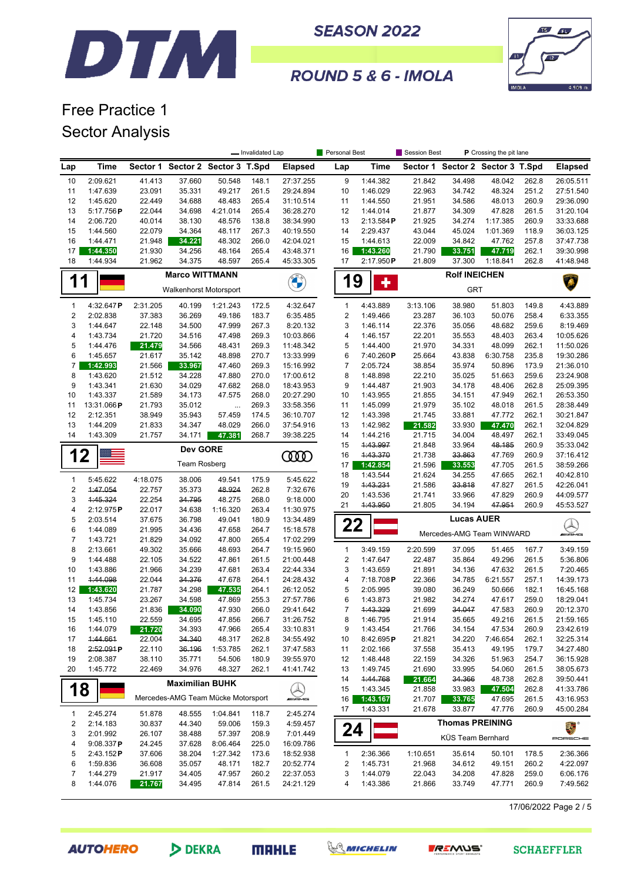# Free Practice 1
## Sector Analysis

SEASON 2022 — ROUND 5 & 6 - IMOLA

Legend: Invalidated Lap (strikethrough) · Personal Best · Session Best · P Crossing the pit lane

(continued from previous page)

| Lap | Time | Sector 1 | Sector 2 | Sector 3 | T.Spd | Elapsed |
|---|---|---|---|---|---|---|
| 10 | 2:09.621 | 41.413 | 37.660 | 50.548 | 148.1 | 27:37.255 |
| 11 | 1:47.639 | 23.091 | 35.331 | 49.217 | 261.5 | 29:24.894 |
| 12 | 1:45.620 | 22.449 | 34.688 | 48.483 | 265.4 | 31:10.514 |
| 13 | 5:17.756 P | 22.044 | 34.698 | 4:21.014 | 265.4 | 36:28.270 |
| 14 | 2:06.720 | 40.014 | 38.130 | 48.576 | 138.8 | 38:34.990 |
| 15 | 1:44.560 | 22.079 | 34.364 | 48.117 | 267.3 | 40:19.550 |
| 16 | 1:44.471 | 21.948 | 34.221 | 48.302 | 266.0 | 42:04.021 |
| 17 | 1:44.350 | 21.930 | 34.256 | 48.164 | 265.4 | 43:48.371 |
| 18 | 1:44.934 | 21.962 | 34.375 | 48.597 | 265.4 | 45:33.305 |

### 11 Marco WITTMANN — Walkenhorst Motorsport

| Lap | Time | Sector 1 | Sector 2 | Sector 3 | T.Spd | Elapsed |
|---|---|---|---|---|---|---|
| 1 | 4:32.647 P | 2:31.205 | 40.199 | 1:21.243 | 172.5 | 4:32.647 |
| 2 | 2:02.838 | 37.383 | 36.269 | 49.186 | 183.7 | 6:35.485 |
| 3 | 1:44.647 | 22.148 | 34.500 | 47.999 | 267.3 | 8:20.132 |
| 4 | 1:43.734 | 21.720 | 34.516 | 47.498 | 269.3 | 10:03.866 |
| 5 | 1:44.476 | 21.479 | 34.566 | 48.431 | 269.3 | 11:48.342 |
| 6 | 1:45.657 | 21.617 | 35.142 | 48.898 | 270.7 | 13:33.999 |
| 7 | 1:42.993 | 21.566 | 33.967 | 47.460 | 269.3 | 15:16.992 |
| 8 | 1:43.620 | 21.512 | 34.228 | 47.880 | 270.0 | 17:00.612 |
| 9 | 1:43.341 | 21.630 | 34.029 | 47.682 | 268.0 | 18:43.953 |
| 10 | 1:43.337 | 21.589 | 34.173 | 47.575 | 268.0 | 20:27.290 |
| 11 | 13:31.066 P | 21.793 | 35.012 | ... | 269.3 | 33:58.356 |
| 12 | 2:12.351 | 38.949 | 35.943 | 57.459 | 174.5 | 36:10.707 |
| 13 | 1:44.209 | 21.833 | 34.347 | 48.029 | 266.0 | 37:54.916 |
| 14 | 1:43.309 | 21.757 | 34.171 | 47.381 | 268.7 | 39:38.225 |

### 12 Dev GORE — Team Rosberg

| Lap | Time | Sector 1 | Sector 2 | Sector 3 | T.Spd | Elapsed |
|---|---|---|---|---|---|---|
| 1 | 5:45.622 | 4:18.075 | 38.006 | 49.541 | 175.9 | 5:45.622 |
| 2 | ~~1:47.054~~ | 22.757 | 35.373 | ~~48.924~~ | 262.8 | 7:32.676 |
| 3 | ~~1:45.324~~ | 22.254 | ~~34.795~~ | 48.275 | 268.0 | 9:18.000 |
| 4 | 2:12.975 P | 22.017 | 34.638 | 1:16.320 | 263.4 | 11:30.975 |
| 5 | 2:03.514 | 37.675 | 36.798 | 49.041 | 180.9 | 13:34.489 |
| 6 | 1:44.089 | 21.995 | 34.436 | 47.658 | 264.7 | 15:18.578 |
| 7 | 1:43.721 | 21.829 | 34.092 | 47.800 | 265.4 | 17:02.299 |
| 8 | 2:13.661 | 49.302 | 35.666 | 48.693 | 264.7 | 19:15.960 |
| 9 | 1:44.488 | 22.105 | 34.522 | 47.861 | 261.5 | 21:00.448 |
| 10 | 1:43.886 | 21.966 | 34.239 | 47.681 | 263.4 | 22:44.334 |
| 11 | ~~1:44.098~~ | 22.044 | ~~34.376~~ | 47.678 | 264.1 | 24:28.432 |
| 12 | 1:43.620 | 21.787 | 34.298 | 47.535 | 264.1 | 26:12.052 |
| 13 | 1:45.734 | 23.267 | 34.598 | 47.869 | 255.3 | 27:57.786 |
| 14 | 1:43.856 | 21.836 | 34.090 | 47.930 | 266.0 | 29:41.642 |
| 15 | 1:45.110 | 22.559 | 34.695 | 47.856 | 266.7 | 31:26.752 |
| 16 | 1:44.079 | 21.720 | 34.393 | 47.966 | 265.4 | 33:10.831 |
| 17 | ~~1:44.661~~ | 22.004 | ~~34.340~~ | 48.317 | 262.8 | 34:55.492 |
| 18 | ~~2:52.091~~ P | 22.110 | ~~36.196~~ | 1:53.785 | 262.1 | 37:47.583 |
| 19 | 2:08.387 | 38.110 | 35.771 | 54.506 | 180.9 | 39:55.970 |
| 20 | 1:45.772 | 22.469 | 34.976 | 48.327 | 262.1 | 41:41.742 |

### 18 Maximilian BUHK — Mercedes-AMG Team Mücke Motorsport

| Lap | Time | Sector 1 | Sector 2 | Sector 3 | T.Spd | Elapsed |
|---|---|---|---|---|---|---|
| 1 | 2:45.274 | 51.878 | 48.555 | 1:04.841 | 118.7 | 2:45.274 |
| 2 | 2:14.183 | 30.837 | 44.340 | 59.006 | 159.3 | 4:59.457 |
| 3 | 2:01.992 | 26.107 | 38.488 | 57.397 | 208.9 | 7:01.449 |
| 4 | 9:08.337 P | 24.245 | 37.628 | 8:06.464 | 225.0 | 16:09.786 |
| 5 | 2:43.152 P | 37.606 | 38.204 | 1:27.342 | 173.6 | 18:52.938 |
| 6 | 1:59.836 | 36.608 | 35.057 | 48.171 | 182.7 | 20:52.774 |
| 7 | 1:44.279 | 21.917 | 34.405 | 47.957 | 260.2 | 22:37.053 |
| 8 | 1:44.076 | 21.767 | 34.495 | 47.814 | 261.5 | 24:21.129 |

(continued from previous page)

| Lap | Time | Sector 1 | Sector 2 | Sector 3 | T.Spd | Elapsed |
|---|---|---|---|---|---|---|
| 9 | 1:44.382 | 21.842 | 34.498 | 48.042 | 262.8 | 26:05.511 |
| 10 | 1:46.029 | 22.963 | 34.742 | 48.324 | 251.2 | 27:51.540 |
| 11 | 1:44.550 | 21.951 | 34.586 | 48.013 | 260.9 | 29:36.090 |
| 12 | 1:44.014 | 21.877 | 34.309 | 47.828 | 261.5 | 31:20.104 |
| 13 | 2:13.584 P | 21.925 | 34.274 | 1:17.385 | 260.9 | 33:33.688 |
| 14 | 2:29.437 | 43.044 | 45.024 | 1:01.369 | 118.9 | 36:03.125 |
| 15 | 1:44.613 | 22.009 | 34.842 | 47.762 | 257.8 | 37:47.738 |
| 16 | 1:43.260 | 21.790 | 33.751 | 47.719 | 262.1 | 39:30.998 |
| 17 | 2:17.950 P | 21.809 | 37.300 | 1:18.841 | 262.8 | 41:48.948 |

### 19 Rolf INEICHEN — GRT

| Lap | Time | Sector 1 | Sector 2 | Sector 3 | T.Spd | Elapsed |
|---|---|---|---|---|---|---|
| 1 | 4:43.889 | 3:13.106 | 38.980 | 51.803 | 149.8 | 4:43.889 |
| 2 | 1:49.466 | 23.287 | 36.103 | 50.076 | 258.4 | 6:33.355 |
| 3 | 1:46.114 | 22.376 | 35.056 | 48.682 | 259.6 | 8:19.469 |
| 4 | 1:46.157 | 22.201 | 35.553 | 48.403 | 263.4 | 10:05.626 |
| 5 | 1:44.400 | 21.970 | 34.331 | 48.099 | 262.1 | 11:50.026 |
| 6 | 7:40.260 P | 25.664 | 43.838 | 6:30.758 | 235.8 | 19:30.286 |
| 7 | 2:05.724 | 38.854 | 35.974 | 50.896 | 173.9 | 21:36.010 |
| 8 | 1:48.898 | 22.210 | 35.025 | 51.663 | 259.6 | 23:24.908 |
| 9 | 1:44.487 | 21.903 | 34.178 | 48.406 | 262.8 | 25:09.395 |
| 10 | 1:43.955 | 21.855 | 34.151 | 47.949 | 262.1 | 26:53.350 |
| 11 | 1:45.099 | 21.979 | 35.102 | 48.018 | 261.5 | 28:38.449 |
| 12 | 1:43.398 | 21.745 | 33.881 | 47.772 | 262.1 | 30:21.847 |
| 13 | 1:42.982 | 21.582 | 33.930 | 47.470 | 262.1 | 32:04.829 |
| 14 | 1:44.216 | 21.715 | 34.004 | 48.497 | 262.1 | 33:49.045 |
| 15 | ~~1:43.997~~ | 21.848 | 33.964 | ~~48.185~~ | 260.9 | 35:33.042 |
| 16 | ~~1:43.370~~ | 21.738 | ~~33.863~~ | 47.769 | 260.9 | 37:16.412 |
| 17 | 1:42.854 | 21.596 | 33.553 | 47.705 | 261.5 | 38:59.266 |
| 18 | 1:43.544 | 21.624 | 34.255 | 47.665 | 262.1 | 40:42.810 |
| 19 | ~~1:43.231~~ | 21.586 | ~~33.818~~ | 47.827 | 261.5 | 42:26.041 |
| 20 | 1:43.536 | 21.741 | 33.966 | 47.829 | 260.9 | 44:09.577 |
| 21 | ~~1:43.950~~ | 21.805 | 34.194 | ~~47.951~~ | 260.9 | 45:53.527 |

### 22 Lucas AUER — Mercedes-AMG Team WINWARD

| Lap | Time | Sector 1 | Sector 2 | Sector 3 | T.Spd | Elapsed |
|---|---|---|---|---|---|---|
| 1 | 3:49.159 | 2:20.599 | 37.095 | 51.465 | 167.7 | 3:49.159 |
| 2 | 1:47.647 | 22.487 | 35.864 | 49.296 | 261.5 | 5:36.806 |
| 3 | 1:43.659 | 21.891 | 34.136 | 47.632 | 261.5 | 7:20.465 |
| 4 | 7:18.708 P | 22.366 | 34.785 | 6:21.557 | 257.1 | 14:39.173 |
| 5 | 2:05.995 | 39.080 | 36.249 | 50.666 | 182.1 | 16:45.168 |
| 6 | 1:43.873 | 21.982 | 34.274 | 47.617 | 259.0 | 18:29.041 |
| 7 | ~~1:43.329~~ | 21.699 | ~~34.047~~ | 47.583 | 260.9 | 20:12.370 |
| 8 | 1:46.795 | 21.914 | 35.665 | 49.216 | 261.5 | 21:59.165 |
| 9 | 1:43.454 | 21.766 | 34.154 | 47.534 | 260.9 | 23:42.619 |
| 10 | 8:42.695 P | 21.821 | 34.220 | 7:46.654 | 262.1 | 32:25.314 |
| 11 | 2:02.166 | 37.558 | 35.413 | 49.195 | 179.7 | 34:27.480 |
| 12 | 1:48.448 | 22.159 | 34.326 | 51.963 | 254.7 | 36:15.928 |
| 13 | 1:49.745 | 21.690 | 33.995 | 54.060 | 261.5 | 38:05.673 |
| 14 | ~~1:44.768~~ | 21.664 | ~~34.366~~ | 48.738 | 262.8 | 39:50.441 |
| 15 | 1:43.345 | 21.858 | 33.983 | 47.504 | 262.8 | 41:33.786 |
| 16 | 1:43.167 | 21.707 | 33.765 | 47.695 | 261.5 | 43:16.953 |
| 17 | 1:43.331 | 21.678 | 33.877 | 47.776 | 260.9 | 45:00.284 |

### 24 Thomas PREINING — KÜS Team Bernhard

| Lap | Time | Sector 1 | Sector 2 | Sector 3 | T.Spd | Elapsed |
|---|---|---|---|---|---|---|
| 1 | 2:36.366 | 1:10.651 | 35.614 | 50.101 | 178.5 | 2:36.366 |
| 2 | 1:45.731 | 21.968 | 34.612 | 49.151 | 260.2 | 4:22.097 |
| 3 | 1:44.079 | 22.043 | 34.208 | 47.828 | 259.0 | 6:06.176 |
| 4 | 1:43.386 | 21.866 | 33.749 | 47.771 | 260.9 | 7:49.562 |

17/06/2022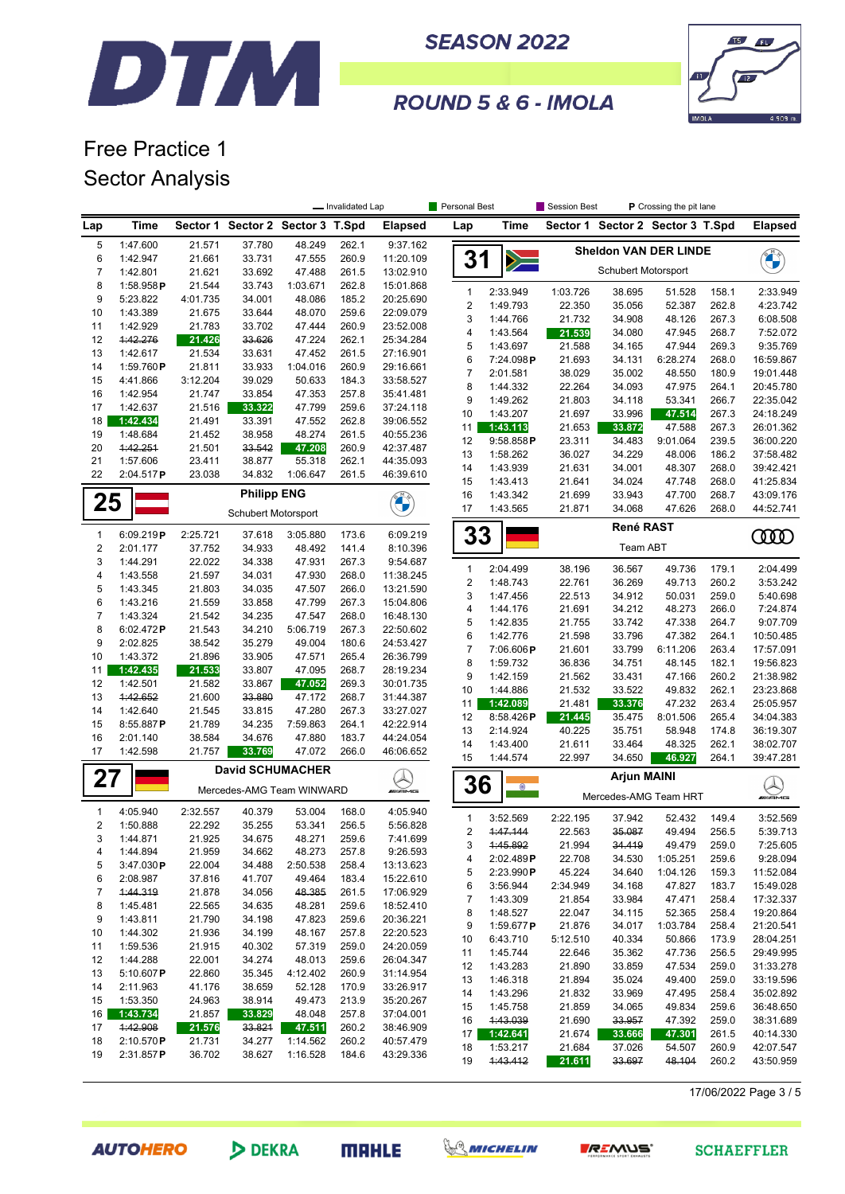# DTM SEASON 2022

## ROUND 5 & 6 - IMOLA

# Free Practice 1
# Sector Analysis

Legend: Invalidated Lap (strikethrough) | Personal Best | Session Best | P Crossing the pit lane

### (continued from previous page)

| Lap | Time | Sector 1 | Sector 2 | Sector 3 | T.Spd | Elapsed |
|---|---|---|---|---|---|---|
| 5 | 1:47.600 | 21.571 | 37.780 | 48.249 | 262.1 | 9:37.162 |
| 6 | 1:42.947 | 21.661 | 33.731 | 47.555 | 260.9 | 11:20.109 |
| 7 | 1:42.801 | 21.621 | 33.692 | 47.488 | 261.5 | 13:02.910 |
| 8 | 1:58.958 P | 21.544 | 33.743 | 1:03.671 | 262.8 | 15:01.868 |
| 9 | 5:23.822 | 4:01.735 | 34.001 | 48.086 | 185.2 | 20:25.690 |
| 10 | 1:43.389 | 21.675 | 33.644 | 48.070 | 259.6 | 22:09.079 |
| 11 | 1:42.929 | 21.783 | 33.702 | 47.444 | 260.9 | 23:52.008 |
| 12 | ~~1:42.276~~ | 21.426 | ~~33.626~~ | 47.224 | 262.1 | 25:34.284 |
| 13 | 1:42.617 | 21.534 | 33.631 | 47.452 | 261.5 | 27:16.901 |
| 14 | 1:59.760 P | 21.811 | 33.933 | 1:04.016 | 260.9 | 29:16.661 |
| 15 | 4:41.866 | 3:12.204 | 39.029 | 50.633 | 184.3 | 33:58.527 |
| 16 | 1:42.954 | 21.747 | 33.854 | 47.353 | 257.8 | 35:41.481 |
| 17 | 1:42.637 | 21.516 | 33.322 | 47.799 | 259.6 | 37:24.118 |
| 18 | 1:42.434 | 21.491 | 33.391 | 47.552 | 262.8 | 39:06.552 |
| 19 | 1:48.684 | 21.452 | 38.958 | 48.274 | 261.5 | 40:55.236 |
| 20 | ~~1:42.251~~ | 21.501 | ~~33.542~~ | 47.208 | 260.9 | 42:37.487 |
| 21 | 1:57.606 | 23.411 | 38.877 | 55.318 | 262.1 | 44:35.093 |
| 22 | 2:04.517 P | 23.038 | 34.832 | 1:06.647 | 261.5 | 46:39.610 |

### 25 Philipp ENG — Schubert Motorsport

| Lap | Time | Sector 1 | Sector 2 | Sector 3 | T.Spd | Elapsed |
|---|---|---|---|---|---|---|
| 1 | 6:09.219 P | 2:25.721 | 37.618 | 3:05.880 | 173.6 | 6:09.219 |
| 2 | 2:01.177 | 37.752 | 34.933 | 48.492 | 141.4 | 8:10.396 |
| 3 | 1:44.291 | 22.022 | 34.338 | 47.931 | 267.3 | 9:54.687 |
| 4 | 1:43.558 | 21.597 | 34.031 | 47.930 | 268.0 | 11:38.245 |
| 5 | 1:43.345 | 21.803 | 34.035 | 47.507 | 266.0 | 13:21.590 |
| 6 | 1:43.216 | 21.559 | 33.858 | 47.799 | 267.3 | 15:04.806 |
| 7 | 1:43.324 | 21.542 | 34.235 | 47.547 | 268.0 | 16:48.130 |
| 8 | 6:02.472 P | 21.543 | 34.210 | 5:06.719 | 267.3 | 22:50.602 |
| 9 | 2:02.825 | 38.542 | 35.279 | 49.004 | 180.6 | 24:53.427 |
| 10 | 1:43.372 | 21.896 | 33.905 | 47.571 | 265.4 | 26:36.799 |
| 11 | 1:42.435 | 21.533 | 33.807 | 47.095 | 268.7 | 28:19.234 |
| 12 | 1:42.501 | 21.582 | 33.867 | 47.052 | 269.3 | 30:01.735 |
| 13 | ~~1:42.652~~ | 21.600 | ~~33.880~~ | 47.172 | 268.7 | 31:44.387 |
| 14 | 1:42.640 | 21.545 | 33.815 | 47.280 | 267.3 | 33:27.027 |
| 15 | 8:55.887 P | 21.789 | 34.235 | 7:59.863 | 264.1 | 42:22.914 |
| 16 | 2:01.140 | 38.584 | 34.676 | 47.880 | 183.7 | 44:24.054 |
| 17 | 1:42.598 | 21.757 | 33.769 | 47.072 | 266.0 | 46:06.652 |

### 27 David SCHUMACHER — Mercedes-AMG Team WINWARD

| Lap | Time | Sector 1 | Sector 2 | Sector 3 | T.Spd | Elapsed |
|---|---|---|---|---|---|---|
| 1 | 4:05.940 | 2:32.557 | 40.379 | 53.004 | 168.0 | 4:05.940 |
| 2 | 1:50.888 | 22.292 | 35.255 | 53.341 | 256.5 | 5:56.828 |
| 3 | 1:44.871 | 21.925 | 34.675 | 48.271 | 259.6 | 7:41.699 |
| 4 | 1:44.894 | 21.959 | 34.662 | 48.273 | 257.8 | 9:26.593 |
| 5 | 3:47.030 P | 22.004 | 34.488 | 2:50.538 | 258.4 | 13:13.623 |
| 6 | 2:08.987 | 37.816 | 41.707 | 49.464 | 183.4 | 15:22.610 |
| 7 | ~~1:44.319~~ | 21.878 | 34.056 | ~~48.385~~ | 261.5 | 17:06.929 |
| 8 | 1:45.481 | 22.565 | 34.635 | 48.281 | 259.6 | 18:52.410 |
| 9 | 1:43.811 | 21.790 | 34.198 | 47.823 | 259.6 | 20:36.221 |
| 10 | 1:44.302 | 21.936 | 34.199 | 48.167 | 257.8 | 22:20.523 |
| 11 | 1:59.536 | 21.915 | 40.302 | 57.319 | 259.0 | 24:20.059 |
| 12 | 1:44.288 | 22.001 | 34.274 | 48.013 | 259.6 | 26:04.347 |
| 13 | 5:10.607 P | 22.860 | 35.345 | 4:12.402 | 260.9 | 31:14.954 |
| 14 | 2:11.963 | 41.176 | 38.659 | 52.128 | 170.9 | 33:26.917 |
| 15 | 1:53.350 | 24.963 | 38.914 | 49.473 | 213.9 | 35:20.267 |
| 16 | 1:43.734 | 21.857 | 33.829 | 48.048 | 257.8 | 37:04.001 |
| 17 | ~~1:42.908~~ | 21.576 | ~~33.821~~ | 47.511 | 260.2 | 38:46.909 |
| 18 | 2:10.570 P | 21.731 | 34.277 | 1:14.562 | 260.2 | 40:57.479 |
| 19 | 2:31.857 P | 36.702 | 38.627 | 1:16.528 | 184.6 | 43:29.336 |

### 31 Sheldon VAN DER LINDE — Schubert Motorsport

| Lap | Time | Sector 1 | Sector 2 | Sector 3 | T.Spd | Elapsed |
|---|---|---|---|---|---|---|
| 1 | 2:33.949 | 1:03.726 | 38.695 | 51.528 | 158.1 | 2:33.949 |
| 2 | 1:49.793 | 22.350 | 35.056 | 52.387 | 262.8 | 4:23.742 |
| 3 | 1:44.766 | 21.732 | 34.908 | 48.126 | 267.3 | 6:08.508 |
| 4 | 1:43.564 | 21.539 | 34.080 | 47.945 | 268.7 | 7:52.072 |
| 5 | 1:43.697 | 21.588 | 34.165 | 47.944 | 269.3 | 9:35.769 |
| 6 | 7:24.098 P | 21.693 | 34.131 | 6:28.274 | 268.0 | 16:59.867 |
| 7 | 2:01.581 | 38.029 | 35.002 | 48.550 | 180.9 | 19:01.448 |
| 8 | 1:44.332 | 22.264 | 34.093 | 47.975 | 264.1 | 20:45.780 |
| 9 | 1:49.262 | 21.803 | 34.118 | 53.341 | 266.7 | 22:35.042 |
| 10 | 1:43.207 | 21.697 | 33.996 | 47.514 | 267.3 | 24:18.249 |
| 11 | 1:43.113 | 21.653 | 33.872 | 47.588 | 267.3 | 26:01.362 |
| 12 | 9:58.858 P | 23.311 | 34.483 | 9:01.064 | 239.5 | 36:00.220 |
| 13 | 1:58.262 | 36.027 | 34.229 | 48.006 | 186.2 | 37:58.482 |
| 14 | 1:43.939 | 21.631 | 34.001 | 48.307 | 268.0 | 39:42.421 |
| 15 | 1:43.413 | 21.641 | 34.024 | 47.748 | 268.0 | 41:25.834 |
| 16 | 1:43.342 | 21.699 | 33.943 | 47.700 | 268.7 | 43:09.176 |
| 17 | 1:43.565 | 21.871 | 34.068 | 47.626 | 268.0 | 44:52.741 |

### 33 René RAST — Team ABT

| Lap | Time | Sector 1 | Sector 2 | Sector 3 | T.Spd | Elapsed |
|---|---|---|---|---|---|---|
| 1 | 2:04.499 | 38.196 | 36.567 | 49.736 | 179.1 | 2:04.499 |
| 2 | 1:48.743 | 22.761 | 36.269 | 49.713 | 260.2 | 3:53.242 |
| 3 | 1:47.456 | 22.513 | 34.912 | 50.031 | 259.0 | 5:40.698 |
| 4 | 1:44.176 | 21.691 | 34.212 | 48.273 | 266.0 | 7:24.874 |
| 5 | 1:42.835 | 21.755 | 33.742 | 47.338 | 264.7 | 9:07.709 |
| 6 | 1:42.776 | 21.598 | 33.796 | 47.382 | 264.1 | 10:50.485 |
| 7 | 7:06.606 P | 21.601 | 33.799 | 6:11.206 | 263.4 | 17:57.091 |
| 8 | 1:59.732 | 36.836 | 34.751 | 48.145 | 182.1 | 19:56.823 |
| 9 | 1:42.159 | 21.562 | 33.431 | 47.166 | 260.2 | 21:38.982 |
| 10 | 1:44.886 | 21.532 | 33.522 | 49.832 | 262.1 | 23:23.868 |
| 11 | 1:42.089 | 21.481 | 33.376 | 47.232 | 263.4 | 25:05.957 |
| 12 | 8:58.426 P | 21.445 | 35.475 | 8:01.506 | 265.4 | 34:04.383 |
| 13 | 2:14.924 | 40.225 | 35.751 | 58.948 | 174.8 | 36:19.307 |
| 14 | 1:43.400 | 21.611 | 33.464 | 48.325 | 262.1 | 38:02.707 |
| 15 | 1:44.574 | 22.997 | 34.650 | 46.927 | 264.1 | 39:47.281 |

### 36 Arjun MAINI — Mercedes-AMG Team HRT

| Lap | Time | Sector 1 | Sector 2 | Sector 3 | T.Spd | Elapsed |
|---|---|---|---|---|---|---|
| 1 | 3:52.569 | 2:22.195 | 37.942 | 52.432 | 149.4 | 3:52.569 |
| 2 | ~~1:47.144~~ | 22.563 | ~~35.087~~ | 49.494 | 256.5 | 5:39.713 |
| 3 | ~~1:45.892~~ | 21.994 | ~~34.419~~ | 49.479 | 259.0 | 7:25.605 |
| 4 | 2:02.489 P | 22.708 | 34.530 | 1:05.251 | 259.6 | 9:28.094 |
| 5 | 2:23.990 P | 45.224 | 34.640 | 1:04.126 | 159.3 | 11:52.084 |
| 6 | 3:56.944 | 2:34.949 | 34.168 | 47.827 | 183.7 | 15:49.028 |
| 7 | 1:43.309 | 21.854 | 33.984 | 47.471 | 258.4 | 17:32.337 |
| 8 | 1:48.527 | 22.047 | 34.115 | 52.365 | 258.4 | 19:20.864 |
| 9 | 1:59.677 P | 21.876 | 34.017 | 1:03.784 | 258.4 | 21:20.541 |
| 10 | 6:43.710 | 5:12.510 | 40.334 | 50.866 | 173.9 | 28:04.251 |
| 11 | 1:45.744 | 22.646 | 35.362 | 47.736 | 256.5 | 29:49.995 |
| 12 | 1:43.283 | 21.890 | 33.859 | 47.534 | 259.0 | 31:33.278 |
| 13 | 1:46.318 | 21.894 | 35.024 | 49.400 | 259.0 | 33:19.596 |
| 14 | 1:43.296 | 21.832 | 33.969 | 47.495 | 258.4 | 35:02.892 |
| 15 | 1:45.758 | 21.859 | 34.065 | 49.834 | 259.6 | 36:48.650 |
| 16 | ~~1:43.039~~ | 21.690 | ~~33.957~~ | 47.392 | 259.0 | 38:31.689 |
| 17 | 1:42.641 | 21.674 | 33.666 | 47.301 | 261.5 | 40:14.330 |
| 18 | 1:53.217 | 21.684 | 37.026 | 54.507 | 260.9 | 42:07.547 |
| 19 | ~~1:43.412~~ | 21.611 | ~~33.697~~ | ~~48.104~~ | 260.2 | 43:50.959 |

17/06/2022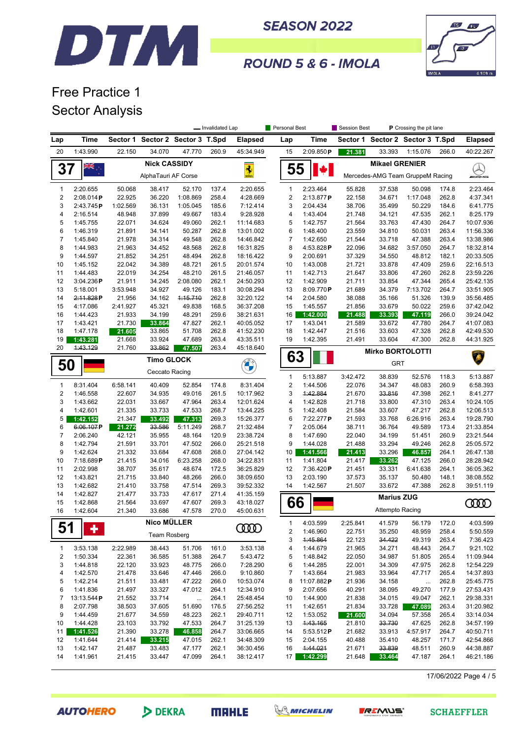# DTM SEASON 2022

## ROUND 5 & 6 - IMOLA

# Free Practice 1
## Sector Analysis

Legend: Invalidated Lap (strikethrough) · Personal Best · Session Best · P Crossing the pit lane

| Lap | Time | Sector 1 | Sector 2 | Sector 3 | T.Spd | Elapsed |
|---|---|---|---|---|---|---|
| 20 | 1:43.990 | 22.150 | 34.070 | 47.770 | 260.9 | 45:34.949 |

### 37 Nick CASSIDY — AlphaTauri AF Corse

| Lap | Time | Sector 1 | Sector 2 | Sector 3 | T.Spd | Elapsed |
|---|---|---|---|---|---|---|
| 1 | 2:20.655 | 50.068 | 38.417 | 52.170 | 137.4 | 2:20.655 |
| 2 | 2:08.014 P | 22.925 | 36.220 | 1:08.869 | 258.4 | 4:28.669 |
| 3 | 2:43.745 P | 1:02.569 | 36.131 | 1:05.045 | 185.6 | 7:12.414 |
| 4 | 2:16.514 | 48.948 | 37.899 | 49.667 | 183.4 | 9:28.928 |
| 5 | 1:45.755 | 22.071 | 34.624 | 49.060 | 262.1 | 11:14.683 |
| 6 | 1:46.319 | 21.891 | 34.141 | 50.287 | 262.8 | 13:01.002 |
| 7 | 1:45.840 | 21.978 | 34.314 | 49.548 | 262.8 | 14:46.842 |
| 8 | 1:44.983 | 21.963 | 34.452 | 48.568 | 262.8 | 16:31.825 |
| 9 | 1:44.597 | 21.852 | 34.251 | 48.494 | 262.8 | 18:16.422 |
| 10 | 1:45.152 | 22.042 | 34.389 | 48.721 | 261.5 | 20:01.574 |
| 11 | 1:44.483 | 22.019 | 34.254 | 48.210 | 261.5 | 21:46.057 |
| 12 | 3:04.236 P | 21.911 | 34.245 | 2:08.080 | 262.1 | 24:50.293 |
| 13 | 5:18.001 | 3:53.948 | 34.927 | 49.126 | 183.1 | 30:08.294 |
| 14 | ~~2:11.828~~ P | 21.956 | 34.162 | ~~1:15.710~~ | 262.8 | 32:20.122 |
| 15 | 4:17.086 | 2:41.927 | 45.321 | 49.838 | 168.5 | 36:37.208 |
| 16 | 1:44.423 | 21.933 | 34.199 | 48.291 | 259.6 | 38:21.631 |
| 17 | 1:43.421 | 21.730 | 33.864 | 47.827 | 262.1 | 40:05.052 |
| 18 | 1:47.178 | 21.605 | 33.865 | 51.708 | 262.8 | 41:52.230 |
| 19 | 1:43.281 | 21.668 | 33.924 | 47.689 | 263.4 | 43:35.511 |
| 20 | ~~1:43.129~~ | 21.760 | ~~33.862~~ | 47.507 | 263.4 | 45:18.640 |

### 50 Timo GLOCK — Ceccato Racing

| Lap | Time | Sector 1 | Sector 2 | Sector 3 | T.Spd | Elapsed |
|---|---|---|---|---|---|---|
| 1 | 8:31.404 | 6:58.141 | 40.409 | 52.854 | 174.8 | 8:31.404 |
| 2 | 1:46.558 | 22.607 | 34.935 | 49.016 | 261.5 | 10:17.962 |
| 3 | 1:43.662 | 22.031 | 33.667 | 47.964 | 263.4 | 12:01.624 |
| 4 | 1:42.601 | 21.335 | 33.733 | 47.533 | 268.7 | 13:44.225 |
| 5 | 1:42.152 | 21.347 | 33.492 | 47.313 | 269.3 | 15:26.377 |
| 6 | ~~6:06.107~~ P | 21.272 | ~~33.586~~ | 5:11.249 | 268.7 | 21:32.484 |
| 7 | 2:06.240 | 42.121 | 35.955 | 48.164 | 120.9 | 23:38.724 |
| 8 | 1:42.794 | 21.591 | 33.701 | 47.502 | 266.0 | 25:21.518 |
| 9 | 1:42.624 | 21.332 | 33.684 | 47.608 | 268.0 | 27:04.142 |
| 10 | 7:18.689 P | 21.415 | 34.016 | 6:23.258 | 268.0 | 34:22.831 |
| 11 | 2:02.998 | 38.707 | 35.617 | 48.674 | 172.5 | 36:25.829 |
| 12 | 1:43.821 | 21.715 | 33.840 | 48.266 | 266.0 | 38:09.650 |
| 13 | 1:42.682 | 21.410 | 33.758 | 47.514 | 269.3 | 39:52.332 |
| 14 | 1:42.827 | 21.477 | 33.733 | 47.617 | 271.4 | 41:35.159 |
| 15 | 1:42.868 | 21.564 | 33.697 | 47.607 | 269.3 | 43:18.027 |
| 16 | 1:42.604 | 21.340 | 33.686 | 47.578 | 270.0 | 45:00.631 |

### 51 Nico MÜLLER — Team Rosberg

| Lap | Time | Sector 1 | Sector 2 | Sector 3 | T.Spd | Elapsed |
|---|---|---|---|---|---|---|
| 1 | 3:53.138 | 2:22.989 | 38.443 | 51.706 | 161.0 | 3:53.138 |
| 2 | 1:50.334 | 22.361 | 36.585 | 51.388 | 264.7 | 5:43.472 |
| 3 | 1:44.818 | 22.120 | 33.923 | 48.775 | 266.0 | 7:28.290 |
| 4 | 1:42.570 | 21.478 | 33.646 | 47.446 | 266.0 | 9:10.860 |
| 5 | 1:42.214 | 21.511 | 33.481 | 47.222 | 266.0 | 10:53.074 |
| 6 | 1:41.836 | 21.497 | 33.327 | 47.012 | 264.1 | 12:34.910 |
| 7 | 13:13.544 P | 21.552 | 33.714 | ... | 264.1 | 25:48.454 |
| 8 | 2:07.798 | 38.503 | 37.605 | 51.690 | 176.5 | 27:56.252 |
| 9 | 1:44.459 | 21.677 | 34.559 | 48.223 | 262.1 | 29:40.711 |
| 10 | 1:44.428 | 23.103 | 33.792 | 47.533 | 264.7 | 31:25.139 |
| 11 | 1:41.526 | 21.390 | 33.278 | 46.858 | 264.7 | 33:06.665 |
| 12 | 1:41.644 | 21.414 | 33.215 | 47.015 | 262.1 | 34:48.309 |
| 13 | 1:42.147 | 21.487 | 33.483 | 47.177 | 262.1 | 36:30.456 |
| 14 | 1:41.961 | 21.415 | 33.447 | 47.099 | 264.1 | 38:12.417 |

| Lap | Time | Sector 1 | Sector 2 | Sector 3 | T.Spd | Elapsed |
|---|---|---|---|---|---|---|
| 15 | 2:09.850 P | 21.381 | 33.393 | 1:15.076 | 266.0 | 40:22.267 |

### 55 Mikael GRENIER — Mercedes-AMG Team GruppeM Racing

| Lap | Time | Sector 1 | Sector 2 | Sector 3 | T.Spd | Elapsed |
|---|---|---|---|---|---|---|
| 1 | 2:23.464 | 55.828 | 37.538 | 50.098 | 174.8 | 2:23.464 |
| 2 | 2:13.877 P | 22.158 | 34.671 | 1:17.048 | 262.8 | 4:37.341 |
| 3 | 2:04.434 | 38.706 | 35.499 | 50.229 | 184.6 | 6:41.775 |
| 4 | 1:43.404 | 21.748 | 34.121 | 47.535 | 262.1 | 8:25.179 |
| 5 | 1:42.757 | 21.564 | 33.763 | 47.430 | 264.7 | 10:07.936 |
| 6 | 1:48.400 | 23.559 | 34.810 | 50.031 | 263.4 | 11:56.336 |
| 7 | 1:42.650 | 21.544 | 33.718 | 47.388 | 263.4 | 13:38.986 |
| 8 | 4:53.828 P | 22.096 | 34.682 | 3:57.050 | 264.7 | 18:32.814 |
| 9 | 2:00.691 | 37.329 | 34.550 | 48.812 | 182.1 | 20:33.505 |
| 10 | 1:43.008 | 21.721 | 33.878 | 47.409 | 259.6 | 22:16.513 |
| 11 | 1:42.713 | 21.647 | 33.806 | 47.260 | 262.8 | 23:59.226 |
| 12 | 1:42.909 | 21.711 | 33.854 | 47.344 | 265.4 | 25:42.135 |
| 13 | 8:09.770 P | 21.689 | 34.379 | 7:13.702 | 264.7 | 33:51.905 |
| 14 | 2:04.580 | 38.088 | 35.166 | 51.326 | 139.9 | 35:56.485 |
| 15 | 1:45.557 | 21.856 | 33.679 | 50.022 | 259.6 | 37:42.042 |
| 16 | 1:42.000 | 21.488 | 33.393 | 47.119 | 266.0 | 39:24.042 |
| 17 | 1:43.041 | 21.589 | 33.672 | 47.780 | 264.7 | 41:07.083 |
| 18 | 1:42.447 | 21.516 | 33.603 | 47.328 | 262.8 | 42:49.530 |
| 19 | 1:42.395 | 21.491 | 33.604 | 47.300 | 262.8 | 44:31.925 |

### 63 Mirko BORTOLOTTI — GRT

| Lap | Time | Sector 1 | Sector 2 | Sector 3 | T.Spd | Elapsed |
|---|---|---|---|---|---|---|
| 1 | 5:13.887 | 3:42.472 | 38.839 | 52.576 | 118.3 | 5:13.887 |
| 2 | 1:44.506 | 22.076 | 34.347 | 48.083 | 260.9 | 6:58.393 |
| 3 | ~~1:42.884~~ | 21.670 | ~~33.816~~ | 47.398 | 262.1 | 8:41.277 |
| 4 | 1:42.828 | 21.718 | 33.800 | 47.310 | 263.4 | 10:24.105 |
| 5 | 1:42.408 | 21.584 | 33.607 | 47.217 | 262.8 | 12:06.513 |
| 6 | 7:22.277 P | 21.593 | 33.768 | 6:26.916 | 263.4 | 19:28.790 |
| 7 | 2:05.064 | 38.711 | 36.764 | 49.589 | 173.4 | 21:33.854 |
| 8 | 1:47.690 | 22.040 | 34.199 | 51.451 | 260.9 | 23:21.544 |
| 9 | 1:44.028 | 21.488 | 33.294 | 49.246 | 262.8 | 25:05.572 |
| 10 | 1:41.566 | 21.413 | 33.296 | 46.857 | 264.1 | 26:47.138 |
| 11 | 1:41.804 | 21.417 | 33.262 | 47.125 | 266.0 | 28:28.942 |
| 12 | 7:36.420 P | 21.451 | 33.331 | 6:41.638 | 264.1 | 36:05.362 |
| 13 | 2:03.190 | 37.573 | 35.137 | 50.480 | 148.1 | 38:08.552 |
| 14 | 1:42.567 | 21.507 | 33.672 | 47.388 | 262.8 | 39:51.119 |

### 66 Marius ZUG — Attempto Racing

| Lap | Time | Sector 1 | Sector 2 | Sector 3 | T.Spd | Elapsed |
|---|---|---|---|---|---|---|
| 1 | 4:03.599 | 2:25.841 | 41.579 | 56.179 | 172.0 | 4:03.599 |
| 2 | 1:46.960 | 22.751 | 35.250 | 48.959 | 258.4 | 5:50.559 |
| 3 | ~~1:45.864~~ | 22.123 | ~~34.422~~ | 49.319 | 263.4 | 7:36.423 |
| 4 | 1:44.679 | 21.965 | 34.271 | 48.443 | 264.7 | 9:21.102 |
| 5 | 1:48.842 | 22.050 | 34.987 | 51.805 | 265.4 | 11:09.944 |
| 6 | 1:44.285 | 22.001 | 34.309 | 47.975 | 262.8 | 12:54.229 |
| 7 | 1:43.664 | 21.983 | 33.964 | 47.717 | 265.4 | 14:37.893 |
| 8 | 11:07.882 P | 21.936 | 34.158 | ... | 262.8 | 25:45.775 |
| 9 | 2:07.656 | 40.291 | 38.095 | 49.270 | 177.9 | 27:53.431 |
| 10 | 1:44.900 | 21.838 | 34.015 | 49.047 | 262.1 | 29:38.331 |
| 11 | 1:42.651 | 21.834 | 33.728 | 47.089 | 263.4 | 31:20.982 |
| 12 | 1:53.052 | 21.600 | 34.094 | 57.358 | 265.4 | 33:14.034 |
| 13 | ~~1:43.165~~ | 21.810 | ~~33.730~~ | 47.625 | 262.8 | 34:57.199 |
| 14 | 5:53.512 P | 21.682 | 33.913 | 4:57.917 | 264.7 | 40:50.711 |
| 15 | 2:04.155 | 40.488 | 35.410 | 48.257 | 171.7 | 42:54.866 |
| 16 | ~~1:44.021~~ | 21.671 | ~~33.839~~ | 48.511 | 260.9 | 44:38.887 |
| 17 | 1:42.299 | 21.648 | 33.464 | 47.187 | 264.1 | 46:21.186 |

17/06/2022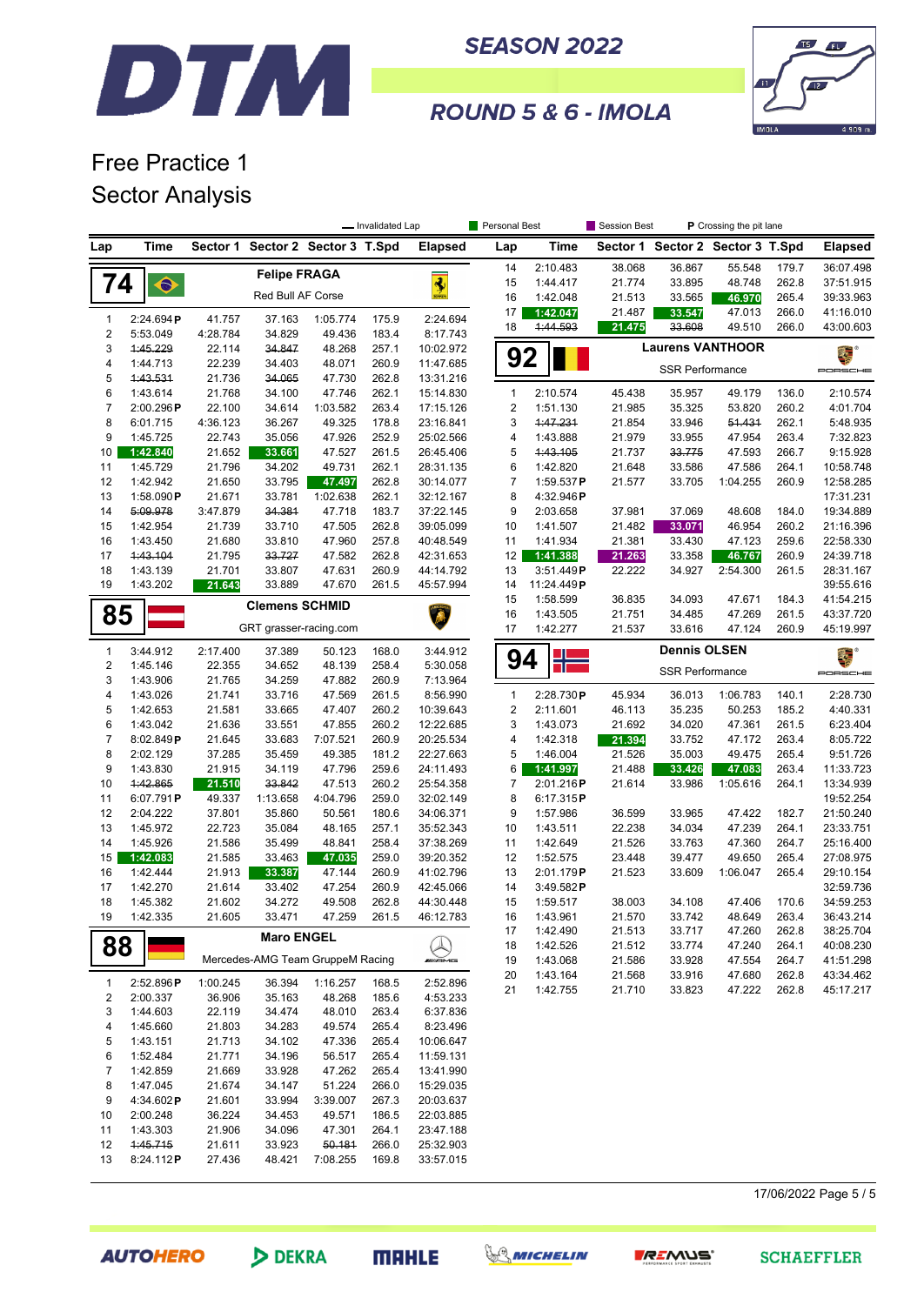# DTM SEASON 2022

## ROUND 5 & 6 - IMOLA

Free Practice 1

Sector Analysis

Legend: Invalidated Lap (strikethrough) · Personal Best · Session Best · P Crossing the pit lane

### 74 Felipe FRAGA — Red Bull AF Corse

| Lap | Time | Sector 1 | Sector 2 | Sector 3 | T.Spd | Elapsed |
|---|---|---|---|---|---|---|
| 1 | 2:24.694 P | 41.757 | 37.163 | 1:05.774 | 175.9 | 2:24.694 |
| 2 | 5:53.049 | 4:28.784 | 34.829 | 49.436 | 183.4 | 8:17.743 |
| 3 | ~~1:45.229~~ | 22.114 | ~~34.847~~ | 48.268 | 257.1 | 10:02.972 |
| 4 | 1:44.713 | 22.239 | 34.403 | 48.071 | 260.9 | 11:47.685 |
| 5 | ~~1:43.531~~ | 21.736 | ~~34.065~~ | 47.730 | 262.8 | 13:31.216 |
| 6 | 1:43.614 | 21.768 | 34.100 | 47.746 | 262.1 | 15:14.830 |
| 7 | 2:00.296 P | 22.100 | 34.614 | 1:03.582 | 263.4 | 17:15.126 |
| 8 | 6:01.715 | 4:36.123 | 36.267 | 49.325 | 178.8 | 23:16.841 |
| 9 | 1:45.725 | 22.743 | 35.056 | 47.926 | 252.9 | 25:02.566 |
| 10 | 1:42.840 | 21.652 | 33.661 | 47.527 | 261.5 | 26:45.406 |
| 11 | 1:45.729 | 21.796 | 34.202 | 49.731 | 262.1 | 28:31.135 |
| 12 | 1:42.942 | 21.650 | 33.795 | 47.497 | 262.8 | 30:14.077 |
| 13 | 1:58.090 P | 21.671 | 33.781 | 1:02.638 | 262.1 | 32:12.167 |
| 14 | ~~5:09.978~~ | 3:47.879 | ~~34.381~~ | 47.718 | 183.7 | 37:22.145 |
| 15 | 1:42.954 | 21.739 | 33.710 | 47.505 | 262.8 | 39:05.099 |
| 16 | 1:43.450 | 21.680 | 33.810 | 47.960 | 257.8 | 40:48.549 |
| 17 | ~~1:43.104~~ | 21.795 | ~~33.727~~ | 47.582 | 262.8 | 42:31.653 |
| 18 | 1:43.139 | 21.701 | 33.807 | 47.631 | 260.9 | 44:14.792 |
| 19 | 1:43.202 | 21.643 | 33.889 | 47.670 | 261.5 | 45:57.994 |

### 85 Clemens SCHMID — GRT grasser-racing.com

| Lap | Time | Sector 1 | Sector 2 | Sector 3 | T.Spd | Elapsed |
|---|---|---|---|---|---|---|
| 1 | 3:44.912 | 2:17.400 | 37.389 | 50.123 | 168.0 | 3:44.912 |
| 2 | 1:45.146 | 22.355 | 34.652 | 48.139 | 258.4 | 5:30.058 |
| 3 | 1:43.906 | 21.765 | 34.259 | 47.882 | 260.9 | 7:13.964 |
| 4 | 1:43.026 | 21.741 | 33.716 | 47.569 | 261.5 | 8:56.990 |
| 5 | 1:42.653 | 21.581 | 33.665 | 47.407 | 260.2 | 10:39.643 |
| 6 | 1:43.042 | 21.636 | 33.551 | 47.855 | 260.2 | 12:22.685 |
| 7 | 8:02.849 P | 21.645 | 33.683 | 7:07.521 | 260.9 | 20:25.534 |
| 8 | 2:02.129 | 37.285 | 35.459 | 49.385 | 181.2 | 22:27.663 |
| 9 | 1:43.830 | 21.915 | 34.119 | 47.796 | 259.6 | 24:11.493 |
| 10 | ~~1:42.865~~ | 21.510 | ~~33.842~~ | 47.513 | 260.2 | 25:54.358 |
| 11 | 6:07.791 P | 49.337 | 1:13.658 | 4:04.796 | 259.0 | 32:02.149 |
| 12 | 2:04.222 | 37.801 | 35.860 | 50.561 | 180.6 | 34:06.371 |
| 13 | 1:45.972 | 22.723 | 35.084 | 48.165 | 257.1 | 35:52.343 |
| 14 | 1:45.926 | 21.586 | 35.499 | 48.841 | 258.4 | 37:38.269 |
| 15 | 1:42.083 | 21.585 | 33.463 | 47.035 | 259.0 | 39:20.352 |
| 16 | 1:42.444 | 21.913 | 33.387 | 47.144 | 260.9 | 41:02.796 |
| 17 | 1:42.270 | 21.614 | 33.402 | 47.254 | 260.9 | 42:45.066 |
| 18 | 1:45.382 | 21.602 | 34.272 | 49.508 | 262.8 | 44:30.448 |
| 19 | 1:42.335 | 21.605 | 33.471 | 47.259 | 261.5 | 46:12.783 |

### 88 Maro ENGEL — Mercedes-AMG Team GruppeM Racing

| Lap | Time | Sector 1 | Sector 2 | Sector 3 | T.Spd | Elapsed |
|---|---|---|---|---|---|---|
| 1 | 2:52.896 P | 1:00.245 | 36.394 | 1:16.257 | 168.5 | 2:52.896 |
| 2 | 2:00.337 | 36.906 | 35.163 | 48.268 | 185.6 | 4:53.233 |
| 3 | 1:44.603 | 22.119 | 34.474 | 48.010 | 263.4 | 6:37.836 |
| 4 | 1:45.660 | 21.803 | 34.283 | 49.574 | 265.4 | 8:23.496 |
| 5 | 1:43.151 | 21.713 | 34.102 | 47.336 | 265.4 | 10:06.647 |
| 6 | 1:52.484 | 21.771 | 34.196 | 56.517 | 265.4 | 11:59.131 |
| 7 | 1:42.859 | 21.669 | 33.928 | 47.262 | 265.4 | 13:41.990 |
| 8 | 1:47.045 | 21.674 | 34.147 | 51.224 | 266.0 | 15:29.035 |
| 9 | 4:34.602 P | 21.601 | 33.994 | 3:39.007 | 267.3 | 20:03.637 |
| 10 | 2:00.248 | 36.224 | 34.453 | 49.571 | 186.5 | 22:03.885 |
| 11 | 1:43.303 | 21.906 | 34.096 | 47.301 | 264.1 | 23:47.188 |
| 12 | ~~1:45.715~~ | 21.611 | 33.923 | ~~50.181~~ | 266.0 | 25:32.903 |
| 13 | 8:24.112 P | 27.436 | 48.421 | 7:08.255 | 169.8 | 33:57.015 |
| 14 | 2:10.483 | 38.068 | 36.867 | 55.548 | 179.7 | 36:07.498 |
| 15 | 1:44.417 | 21.774 | 33.895 | 48.748 | 262.8 | 37:51.915 |
| 16 | 1:42.048 | 21.513 | 33.565 | 46.970 | 265.4 | 39:33.963 |
| 17 | 1:42.047 | 21.487 | 33.547 | 47.013 | 266.0 | 41:16.010 |
| 18 | ~~1:44.593~~ | 21.475 | ~~33.608~~ | 49.510 | 266.0 | 43:00.603 |

### 92 Laurens VANTHOOR — SSR Performance

| Lap | Time | Sector 1 | Sector 2 | Sector 3 | T.Spd | Elapsed |
|---|---|---|---|---|---|---|
| 1 | 2:10.574 | 45.438 | 35.957 | 49.179 | 136.0 | 2:10.574 |
| 2 | 1:51.130 | 21.985 | 35.325 | 53.820 | 260.2 | 4:01.704 |
| 3 | ~~1:47.231~~ | 21.854 | 33.946 | ~~51.431~~ | 262.1 | 5:48.935 |
| 4 | 1:43.888 | 21.979 | 33.955 | 47.954 | 263.4 | 7:32.823 |
| 5 | ~~1:43.105~~ | 21.737 | ~~33.775~~ | 47.593 | 266.7 | 9:15.928 |
| 6 | 1:42.820 | 21.648 | 33.586 | 47.586 | 264.1 | 10:58.748 |
| 7 | 1:59.537 P | 21.577 | 33.705 | 1:04.255 | 260.9 | 12:58.285 |
| 8 | 4:32.946 P | | | | | 17:31.231 |
| 9 | 2:03.658 | 37.981 | 37.069 | 48.608 | 184.0 | 19:34.889 |
| 10 | 1:41.507 | 21.482 | 33.071 | 46.954 | 260.2 | 21:16.396 |
| 11 | 1:41.934 | 21.381 | 33.430 | 47.123 | 259.6 | 22:58.330 |
| 12 | 1:41.388 | 21.263 | 33.358 | 46.767 | 260.9 | 24:39.718 |
| 13 | 3:51.449 P | 22.222 | 34.927 | 2:54.300 | 261.5 | 28:31.167 |
| 14 | 11:24.449 P | | | | | 39:55.616 |
| 15 | 1:58.599 | 36.835 | 34.093 | 47.671 | 184.3 | 41:54.215 |
| 16 | 1:43.505 | 21.751 | 34.485 | 47.269 | 261.5 | 43:37.720 |
| 17 | 1:42.277 | 21.537 | 33.616 | 47.124 | 260.9 | 45:19.997 |

### 94 Dennis OLSEN — SSR Performance

| Lap | Time | Sector 1 | Sector 2 | Sector 3 | T.Spd | Elapsed |
|---|---|---|---|---|---|---|
| 1 | 2:28.730 P | 45.934 | 36.013 | 1:06.783 | 140.1 | 2:28.730 |
| 2 | 2:11.601 | 46.113 | 35.235 | 50.253 | 185.2 | 4:40.331 |
| 3 | 1:43.073 | 21.692 | 34.020 | 47.361 | 261.5 | 6:23.404 |
| 4 | 1:42.318 | 21.394 | 33.752 | 47.172 | 263.4 | 8:05.722 |
| 5 | 1:46.004 | 21.526 | 35.003 | 49.475 | 265.4 | 9:51.726 |
| 6 | 1:41.997 | 21.488 | 33.426 | 47.083 | 263.4 | 11:33.723 |
| 7 | 2:01.216 P | 21.614 | 33.986 | 1:05.616 | 264.1 | 13:34.939 |
| 8 | 6:17.315 P | | | | | 19:52.254 |
| 9 | 1:57.986 | 36.599 | 33.965 | 47.422 | 182.7 | 21:50.240 |
| 10 | 1:43.511 | 22.238 | 34.034 | 47.239 | 264.1 | 23:33.751 |
| 11 | 1:42.649 | 21.526 | 33.763 | 47.360 | 264.7 | 25:16.400 |
| 12 | 1:52.575 | 23.448 | 39.477 | 49.650 | 265.4 | 27:08.975 |
| 13 | 2:01.179 P | 21.523 | 33.609 | 1:06.047 | 265.4 | 29:10.154 |
| 14 | 3:49.582 P | | | | | 32:59.736 |
| 15 | 1:59.517 | 38.003 | 34.108 | 47.406 | 170.6 | 34:59.253 |
| 16 | 1:43.961 | 21.570 | 33.742 | 48.649 | 263.4 | 36:43.214 |
| 17 | 1:42.490 | 21.513 | 33.717 | 47.260 | 262.8 | 38:25.704 |
| 18 | 1:42.526 | 21.512 | 33.774 | 47.240 | 264.1 | 40:08.230 |
| 19 | 1:43.068 | 21.586 | 33.928 | 47.554 | 264.7 | 41:51.298 |
| 20 | 1:43.164 | 21.568 | 33.916 | 47.680 | 262.8 | 43:34.462 |
| 21 | 1:42.755 | 21.710 | 33.823 | 47.222 | 262.8 | 45:17.217 |

17/06/2022